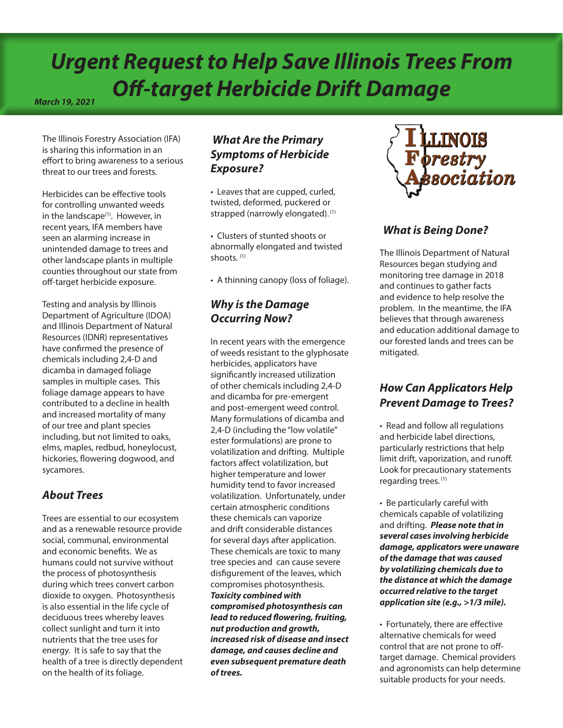# Urgent Request to Help Save Illinois Trees From Off-target Herbicide Drift Damage

*March 19, 2021*

The Illinois Forestry Association (IFA) is sharing this information in an effort to bring awareness to a serious threat to our trees and forests.

Herbicides can be effective tools for controlling unwanted weeds in the landscape[1]. However, in recent years, IFA members have seen an alarming increase in unintended damage to trees and other landscape plants in multiple counties throughout our state from off-target herbicide exposure.

Testing and analysis by Illinois Department of Agriculture (IDOA) and Illinois Department of Natural Resources (IDNR) representatives have confirmed the presence of chemicals including 2,4-D and dicamba in damaged foliage samples in multiple cases. This foliage damage appears to have contributed to a decline in health and increased mortality of many of our tree and plant species including, but not limited to oaks, elms, maples, redbud, honeylocust, hickories, flowering dogwood, and sycamores.

## About Trees

Trees are essential to our ecosystem and as a renewable resource provide social, communal, environmental and economic benefits. We as humans could not survive without the process of photosynthesis during which trees convert carbon dioxide to oxygen. Photosynthesis is also essential in the life cycle of deciduous trees whereby leaves collect sunlight and turn it into nutrients that the tree uses for energy. It is safe to say that the health of a tree is directly dependent on the health of its foliage.

## What Are the Primary Symptoms of Herbicide Exposure?

- Leaves that are cupped, curled, twisted, deformed, puckered or strapped (narrowly elongated).[1]
- Clusters of stunted shoots or abnormally elongated and twisted shoots.[1]
- A thinning canopy (loss of foliage).

## Why is the Damage Occurring Now?

In recent years with the emergence of weeds resistant to the glyphosate herbicides, applicators have significantly increased utilization of other chemicals including 2,4-D and dicamba for pre-emergent and post-emergent weed control. Many formulations of dicamba and 2,4-D (including the "low volatile" ester formulations) are prone to volatilization and drifting. Multiple factors affect volatilization, but higher temperature and lower humidity tend to favor increased volatilization. Unfortunately, under certain atmospheric conditions these chemicals can vaporize and drift considerable distances for several days after application. These chemicals are toxic to many tree species and can cause severe disfigurement of the leaves, which compromises photosynthesis. ***Toxicity combined with compromised photosynthesis can lead to reduced flowering, fruiting, nut production and growth, increased risk of disease and insect damage, and causes decline and even subsequent premature death of trees.***

Illinois Forestry Association

## What is Being Done?

The Illinois Department of Natural Resources began studying and monitoring tree damage in 2018 and continues to gather facts and evidence to help resolve the problem. In the meantime, the IFA believes that through awareness and education additional damage to our forested lands and trees can be mitigated.

## How Can Applicators Help Prevent Damage to Trees?

- Read and follow all regulations and herbicide label directions, particularly restrictions that help limit drift, vaporization, and runoff. Look for precautionary statements regarding trees.[1]
- Be particularly careful with chemicals capable of volatilizing and drifting. ***Please note that in several cases involving herbicide damage, applicators were unaware of the damage that was caused by volatilizing chemicals due to the distance at which the damage occurred relative to the target application site (e.g., >1/3 mile).***
- Fortunately, there are effective alternative chemicals for weed control that are not prone to off-target damage. Chemical providers and agronomists can help determine suitable products for your needs.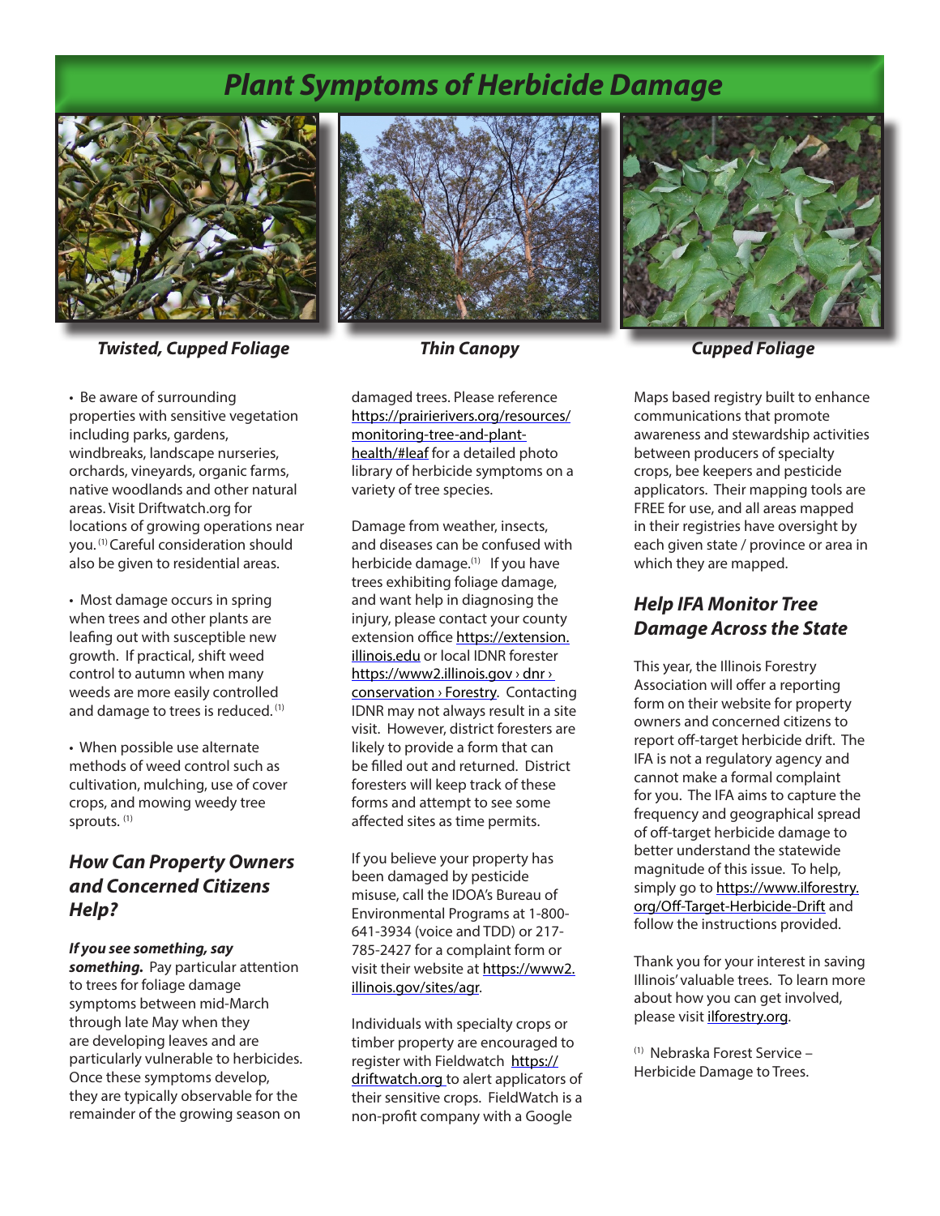# *Plant Symptoms of Herbicide Damage*

***Twisted, Cupped Foliage***

***Thin Canopy***

***Cupped Foliage***

- Be aware of surrounding properties with sensitive vegetation including parks, gardens, windbreaks, landscape nurseries, orchards, vineyards, organic farms, native woodlands and other natural areas. Visit Driftwatch.org for locations of growing operations near you.[1] Careful consideration should also be given to residential areas.

- Most damage occurs in spring when trees and other plants are leafing out with susceptible new growth. If practical, shift weed control to autumn when many weeds are more easily controlled and damage to trees is reduced.[1]

- When possible use alternate methods of weed control such as cultivation, mulching, use of cover crops, and mowing weedy tree sprouts.[1]

## *How Can Property Owners and Concerned Citizens Help?*

***If you see something, say something.*** Pay particular attention to trees for foliage damage symptoms between mid-March through late May when they are developing leaves and are particularly vulnerable to herbicides. Once these symptoms develop, they are typically observable for the remainder of the growing season on damaged trees. Please reference https://prairierivers.org/resources/monitoring-tree-and-plant-health/#leaf for a detailed photo library of herbicide symptoms on a variety of tree species.

Damage from weather, insects, and diseases can be confused with herbicide damage.[1] If you have trees exhibiting foliage damage, and want help in diagnosing the injury, please contact your county extension office https://extension.illinois.edu or local IDNR forester https://www2.illinois.gov › dnr › conservation › Forestry. Contacting IDNR may not always result in a site visit. However, district foresters are likely to provide a form that can be filled out and returned. District foresters will keep track of these forms and attempt to see some affected sites as time permits.

If you believe your property has been damaged by pesticide misuse, call the IDOA's Bureau of Environmental Programs at 1-800-641-3934 (voice and TDD) or 217-785-2427 for a complaint form or visit their website at https://www2.illinois.gov/sites/agr.

Individuals with specialty crops or timber property are encouraged to register with Fieldwatch https://driftwatch.org to alert applicators of their sensitive crops. FieldWatch is a non-profit company with a Google Maps based registry built to enhance communications that promote awareness and stewardship activities between producers of specialty crops, bee keepers and pesticide applicators. Their mapping tools are FREE for use, and all areas mapped in their registries have oversight by each given state / province or area in which they are mapped.

## *Help IFA Monitor Tree Damage Across the State*

This year, the Illinois Forestry Association will offer a reporting form on their website for property owners and concerned citizens to report off-target herbicide drift. The IFA is not a regulatory agency and cannot make a formal complaint for you. The IFA aims to capture the frequency and geographical spread of off-target herbicide damage to better understand the statewide magnitude of this issue. To help, simply go to https://www.ilforestry.org/Off-Target-Herbicide-Drift and follow the instructions provided.

Thank you for your interest in saving Illinois' valuable trees. To learn more about how you can get involved, please visit ilforestry.org.

[1] Nebraska Forest Service – Herbicide Damage to Trees.